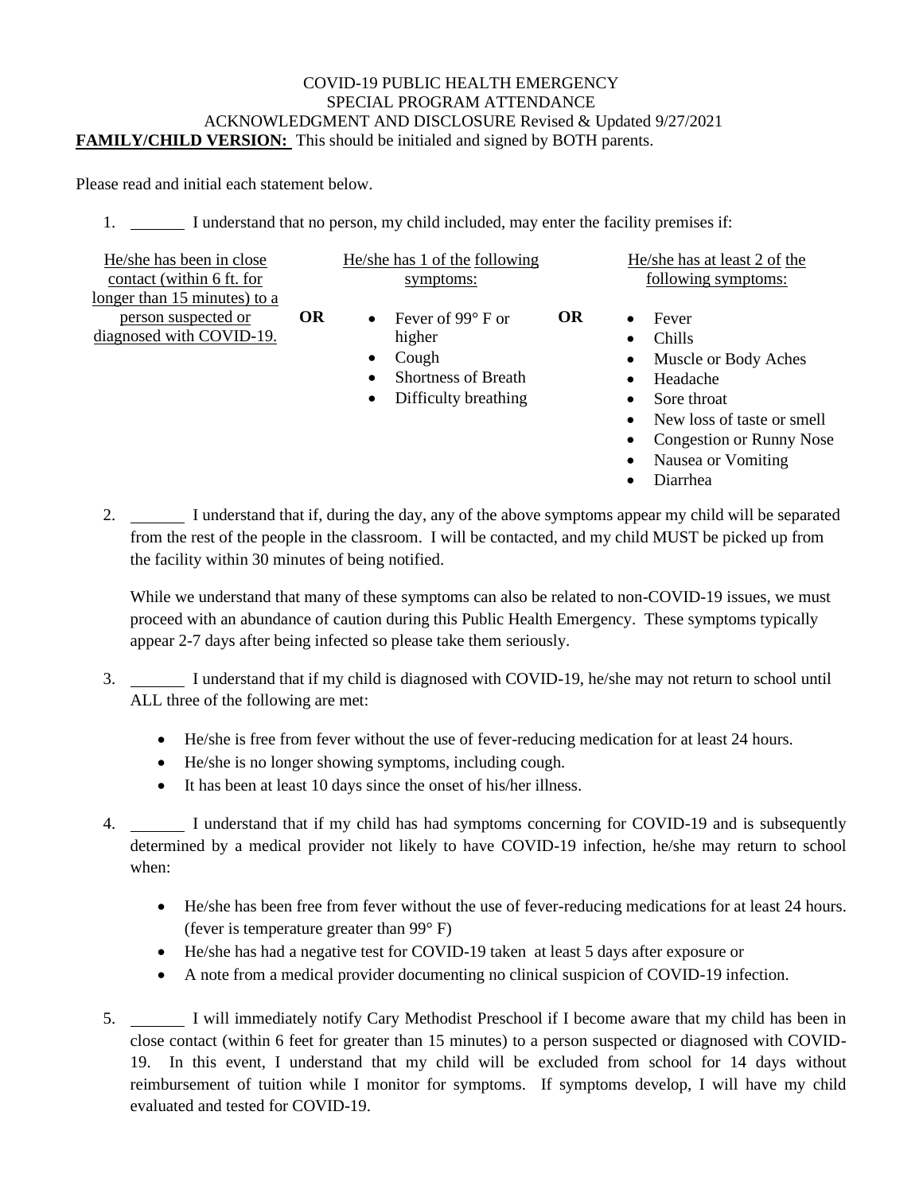COVID-19 PUBLIC HEALTH EMERGENCY
SPECIAL PROGRAM ATTENDANCE
ACKNOWLEDGMENT AND DISCLOSURE Revised & Updated 9/27/2021

**FAMILY/CHILD VERSION:** This should be initialed and signed by BOTH parents.

Please read and initial each statement below.

1. ______ I understand that no person, my child included, may enter the facility premises if:

| He/she has been in close contact (within 6 ft. for longer than 15 minutes) to a person suspected or diagnosed with COVID-19. | **OR** | He/she has 1 of the following symptoms: | **OR** | He/she has at least 2 of the following symptoms: |
|---|---|---|---|---|
| | | • Fever of 99° F or higher<br>• Cough<br>• Shortness of Breath<br>• Difficulty breathing | | • Fever<br>• Chills<br>• Muscle or Body Aches<br>• Headache<br>• Sore throat<br>• New loss of taste or smell<br>• Congestion or Runny Nose<br>• Nausea or Vomiting<br>• Diarrhea |

2. ______ I understand that if, during the day, any of the above symptoms appear my child will be separated from the rest of the people in the classroom. I will be contacted, and my child MUST be picked up from the facility within 30 minutes of being notified.

   While we understand that many of these symptoms can also be related to non-COVID-19 issues, we must proceed with an abundance of caution during this Public Health Emergency. These symptoms typically appear 2-7 days after being infected so please take them seriously.

3. ______ I understand that if my child is diagnosed with COVID-19, he/she may not return to school until ALL three of the following are met:

   - He/she is free from fever without the use of fever-reducing medication for at least 24 hours.
   - He/she is no longer showing symptoms, including cough.
   - It has been at least 10 days since the onset of his/her illness.

4. ______ I understand that if my child has had symptoms concerning for COVID-19 and is subsequently determined by a medical provider not likely to have COVID-19 infection, he/she may return to school when:

   - He/she has been free from fever without the use of fever-reducing medications for at least 24 hours. (fever is temperature greater than 99° F)
   - He/she has had a negative test for COVID-19 taken at least 5 days after exposure or
   - A note from a medical provider documenting no clinical suspicion of COVID-19 infection.

5. ______ I will immediately notify Cary Methodist Preschool if I become aware that my child has been in close contact (within 6 feet for greater than 15 minutes) to a person suspected or diagnosed with COVID-19. In this event, I understand that my child will be excluded from school for 14 days without reimbursement of tuition while I monitor for symptoms. If symptoms develop, I will have my child evaluated and tested for COVID-19.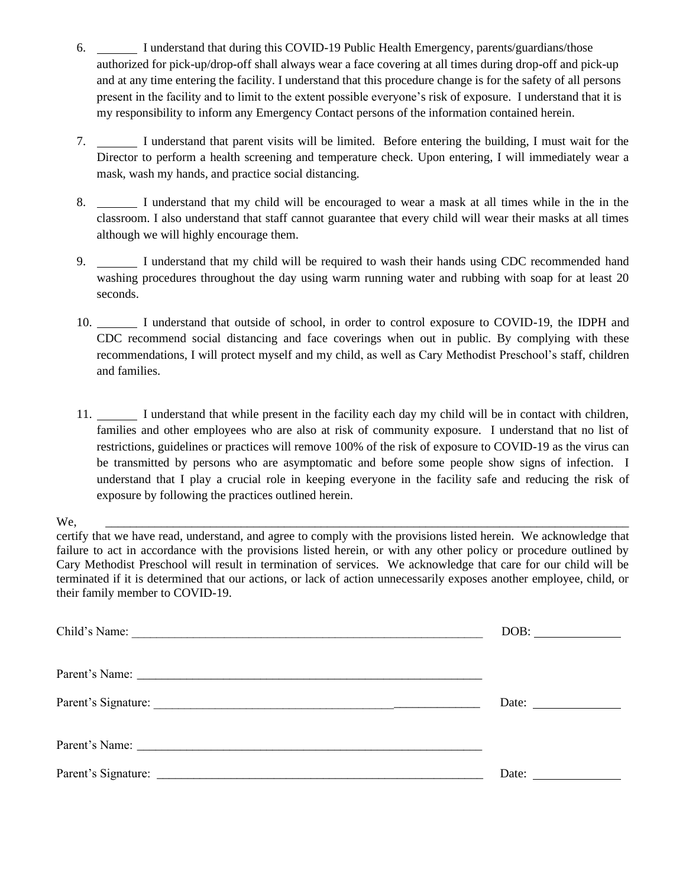6. ______ I understand that during this COVID-19 Public Health Emergency, parents/guardians/those authorized for pick-up/drop-off shall always wear a face covering at all times during drop-off and pick-up and at any time entering the facility. I understand that this procedure change is for the safety of all persons present in the facility and to limit to the extent possible everyone's risk of exposure. I understand that it is my responsibility to inform any Emergency Contact persons of the information contained herein.

7. ______ I understand that parent visits will be limited. Before entering the building, I must wait for the Director to perform a health screening and temperature check. Upon entering, I will immediately wear a mask, wash my hands, and practice social distancing.

8. ______ I understand that my child will be encouraged to wear a mask at all times while in the in the classroom. I also understand that staff cannot guarantee that every child will wear their masks at all times although we will highly encourage them.

9. ______ I understand that my child will be required to wash their hands using CDC recommended hand washing procedures throughout the day using warm running water and rubbing with soap for at least 20 seconds.

10. ______ I understand that outside of school, in order to control exposure to COVID-19, the IDPH and CDC recommend social distancing and face coverings when out in public. By complying with these recommendations, I will protect myself and my child, as well as Cary Methodist Preschool's staff, children and families.

11. ______ I understand that while present in the facility each day my child will be in contact with children, families and other employees who are also at risk of community exposure. I understand that no list of restrictions, guidelines or practices will remove 100% of the risk of exposure to COVID-19 as the virus can be transmitted by persons who are asymptomatic and before some people show signs of infection. I understand that I play a crucial role in keeping everyone in the facility safe and reducing the risk of exposure by following the practices outlined herein.

We, ______________________________________________________________________________

certify that we have read, understand, and agree to comply with the provisions listed herein. We acknowledge that failure to act in accordance with the provisions listed herein, or with any other policy or procedure outlined by Cary Methodist Preschool will result in termination of services. We acknowledge that care for our child will be terminated if it is determined that our actions, or lack of action unnecessarily exposes another employee, child, or their family member to COVID-19.

Child's Name: ____________________________________________________________ DOB: ____________

Parent's Name: ___________________________________________________________

Parent's Signature: ________________________________________________________ Date: ____________

Parent's Name: ___________________________________________________________

Parent's Signature: ________________________________________________________ Date: ____________